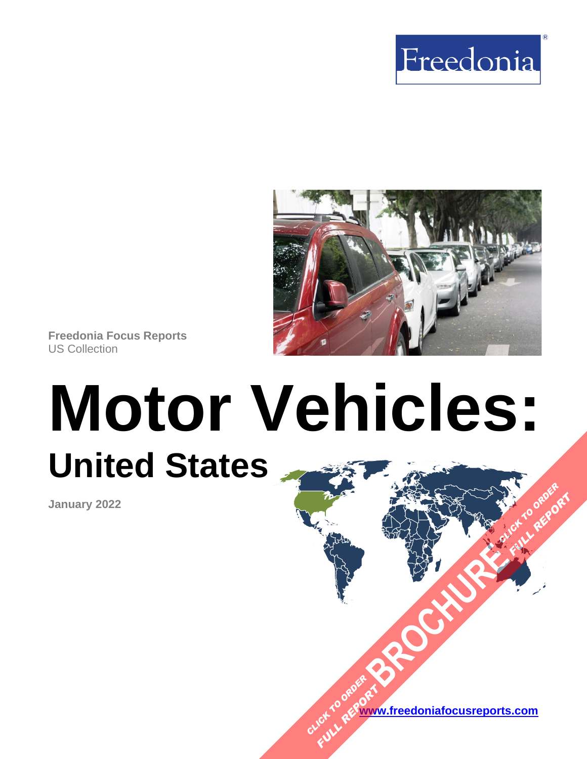Freedonia

**Freedonia Focus Reports**
US Collection

# Motor Vehicles:

## United States

**January 2022**

[www.freedoniafocusreports.com](http://www.freedoniafocusreports.com)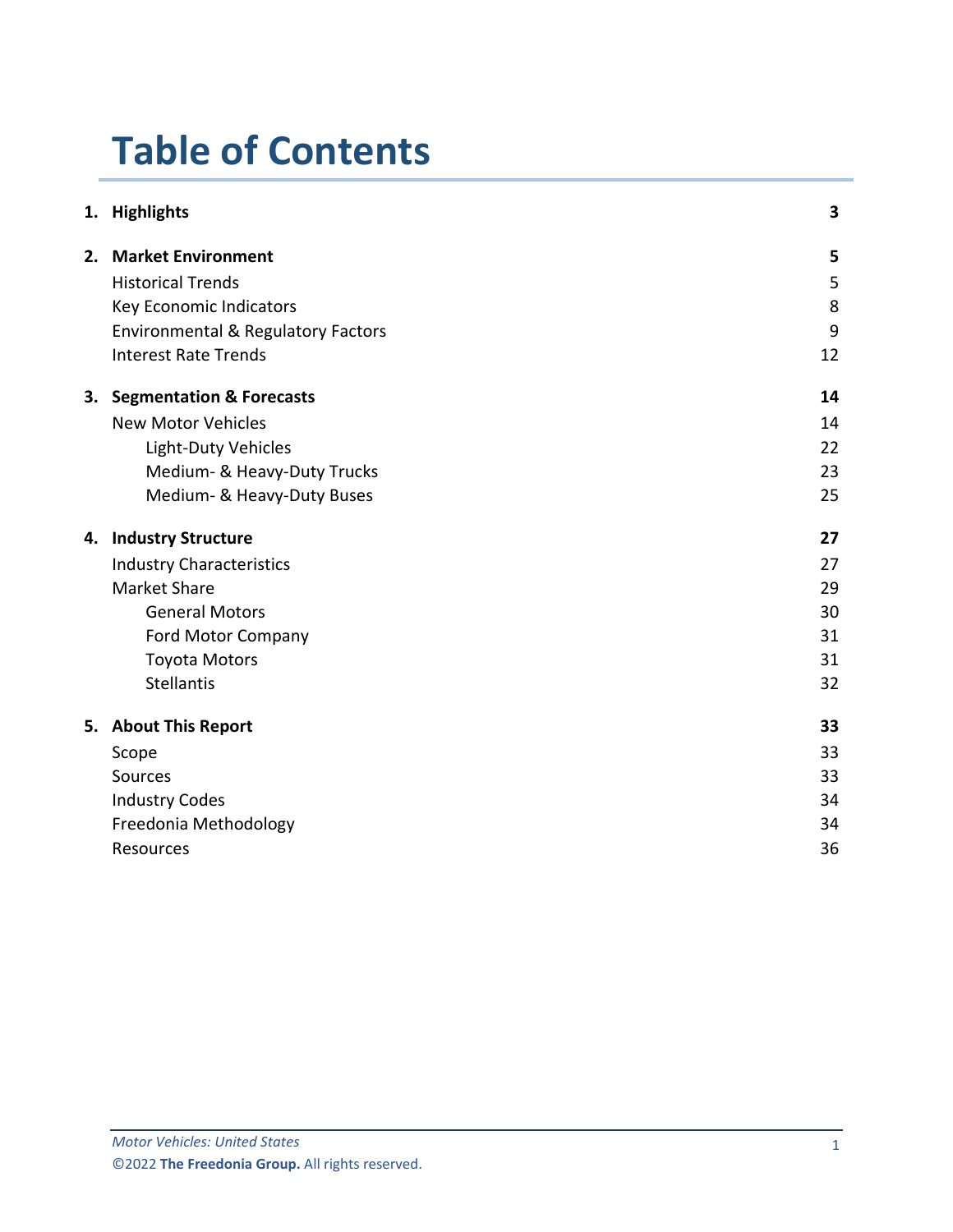# Table of Contents

| | | |
|---|---|---|
| **1.** | **Highlights** | **3** |
| **2.** | **Market Environment** | **5** |
| | Historical Trends | 5 |
| | Key Economic Indicators | 8 |
| | Environmental & Regulatory Factors | 9 |
| | Interest Rate Trends | 12 |
| **3.** | **Segmentation & Forecasts** | **14** |
| | New Motor Vehicles | 14 |
| | Light-Duty Vehicles | 22 |
| | Medium- & Heavy-Duty Trucks | 23 |
| | Medium- & Heavy-Duty Buses | 25 |
| **4.** | **Industry Structure** | **27** |
| | Industry Characteristics | 27 |
| | Market Share | 29 |
| | General Motors | 30 |
| | Ford Motor Company | 31 |
| | Toyota Motors | 31 |
| | Stellantis | 32 |
| **5.** | **About This Report** | **33** |
| | Scope | 33 |
| | Sources | 33 |
| | Industry Codes | 34 |
| | Freedonia Methodology | 34 |
| | Resources | 36 |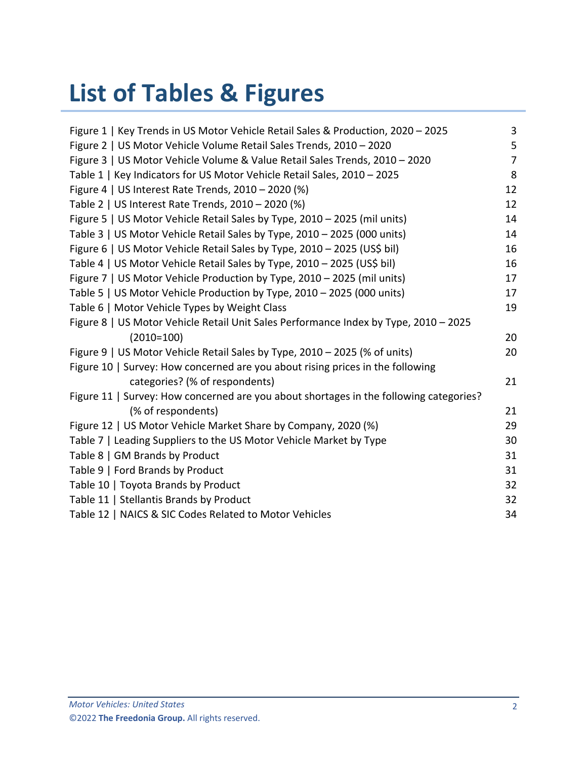# List of Tables & Figures

| | |
|---|---|
| Figure 1 \| Key Trends in US Motor Vehicle Retail Sales & Production, 2020 – 2025 | 3 |
| Figure 2 \| US Motor Vehicle Volume Retail Sales Trends, 2010 – 2020 | 5 |
| Figure 3 \| US Motor Vehicle Volume & Value Retail Sales Trends, 2010 – 2020 | 7 |
| Table 1 \| Key Indicators for US Motor Vehicle Retail Sales, 2010 – 2025 | 8 |
| Figure 4 \| US Interest Rate Trends, 2010 – 2020 (%) | 12 |
| Table 2 \| US Interest Rate Trends, 2010 – 2020 (%) | 12 |
| Figure 5 \| US Motor Vehicle Retail Sales by Type, 2010 – 2025 (mil units) | 14 |
| Table 3 \| US Motor Vehicle Retail Sales by Type, 2010 – 2025 (000 units) | 14 |
| Figure 6 \| US Motor Vehicle Retail Sales by Type, 2010 – 2025 (US$ bil) | 16 |
| Table 4 \| US Motor Vehicle Retail Sales by Type, 2010 – 2025 (US$ bil) | 16 |
| Figure 7 \| US Motor Vehicle Production by Type, 2010 – 2025 (mil units) | 17 |
| Table 5 \| US Motor Vehicle Production by Type, 2010 – 2025 (000 units) | 17 |
| Table 6 \| Motor Vehicle Types by Weight Class | 19 |
| Figure 8 \| US Motor Vehicle Retail Unit Sales Performance Index by Type, 2010 – 2025 (2010=100) | 20 |
| Figure 9 \| US Motor Vehicle Retail Sales by Type, 2010 – 2025 (% of units) | 20 |
| Figure 10 \| Survey: How concerned are you about rising prices in the following categories? (% of respondents) | 21 |
| Figure 11 \| Survey: How concerned are you about shortages in the following categories? (% of respondents) | 21 |
| Figure 12 \| US Motor Vehicle Market Share by Company, 2020 (%) | 29 |
| Table 7 \| Leading Suppliers to the US Motor Vehicle Market by Type | 30 |
| Table 8 \| GM Brands by Product | 31 |
| Table 9 \| Ford Brands by Product | 31 |
| Table 10 \| Toyota Brands by Product | 32 |
| Table 11 \| Stellantis Brands by Product | 32 |
| Table 12 \| NAICS & SIC Codes Related to Motor Vehicles | 34 |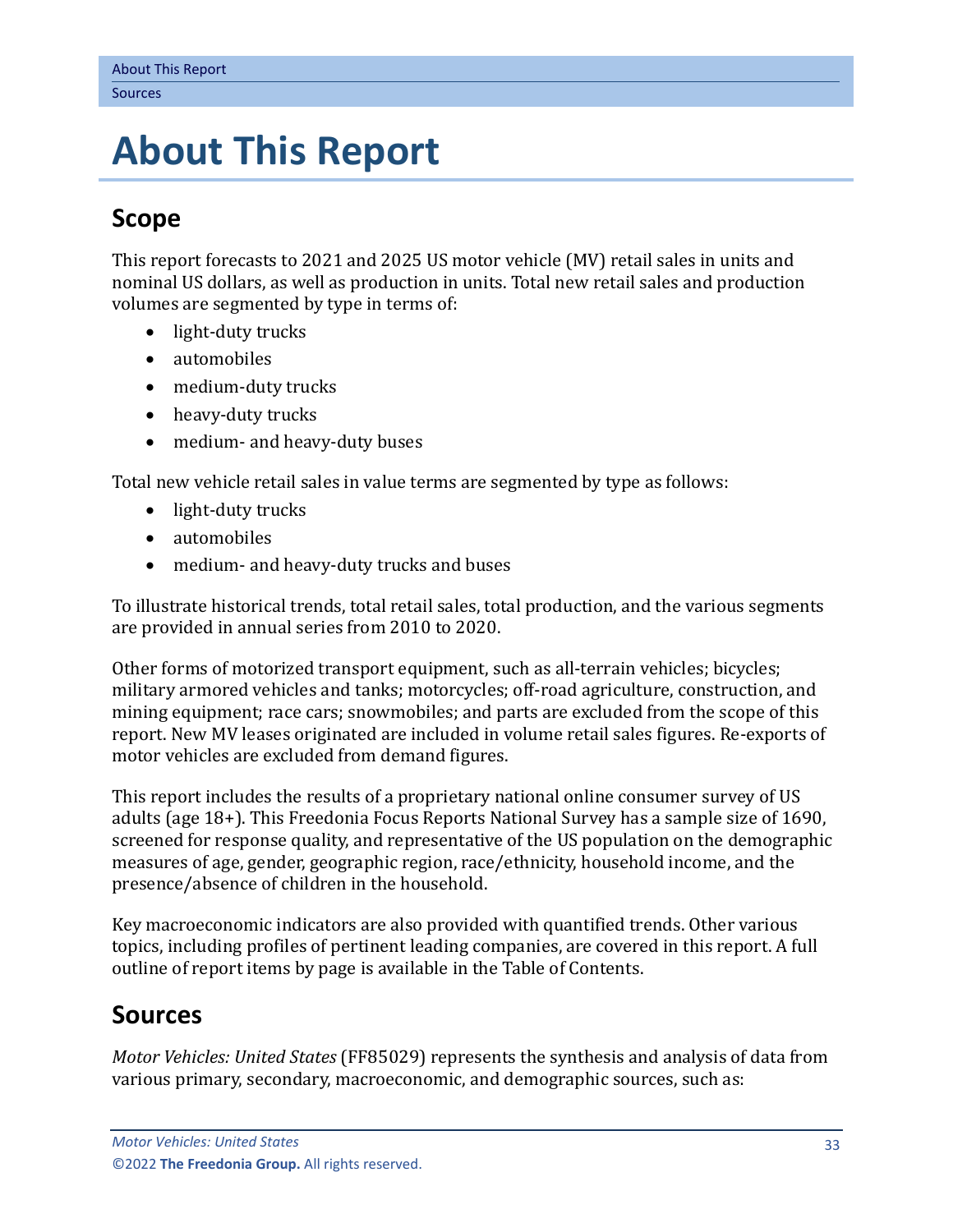# About This Report

## Scope

This report forecasts to 2021 and 2025 US motor vehicle (MV) retail sales in units and nominal US dollars, as well as production in units. Total new retail sales and production volumes are segmented by type in terms of:

- light-duty trucks
- automobiles
- medium-duty trucks
- heavy-duty trucks
- medium- and heavy-duty buses

Total new vehicle retail sales in value terms are segmented by type as follows:

- light-duty trucks
- automobiles
- medium- and heavy-duty trucks and buses

To illustrate historical trends, total retail sales, total production, and the various segments are provided in annual series from 2010 to 2020.

Other forms of motorized transport equipment, such as all-terrain vehicles; bicycles; military armored vehicles and tanks; motorcycles; off-road agriculture, construction, and mining equipment; race cars; snowmobiles; and parts are excluded from the scope of this report. New MV leases originated are included in volume retail sales figures. Re-exports of motor vehicles are excluded from demand figures.

This report includes the results of a proprietary national online consumer survey of US adults (age 18+). This Freedonia Focus Reports National Survey has a sample size of 1690, screened for response quality, and representative of the US population on the demographic measures of age, gender, geographic region, race/ethnicity, household income, and the presence/absence of children in the household.

Key macroeconomic indicators are also provided with quantified trends. Other various topics, including profiles of pertinent leading companies, are covered in this report. A full outline of report items by page is available in the Table of Contents.

## Sources

*Motor Vehicles: United States* (FF85029) represents the synthesis and analysis of data from various primary, secondary, macroeconomic, and demographic sources, such as: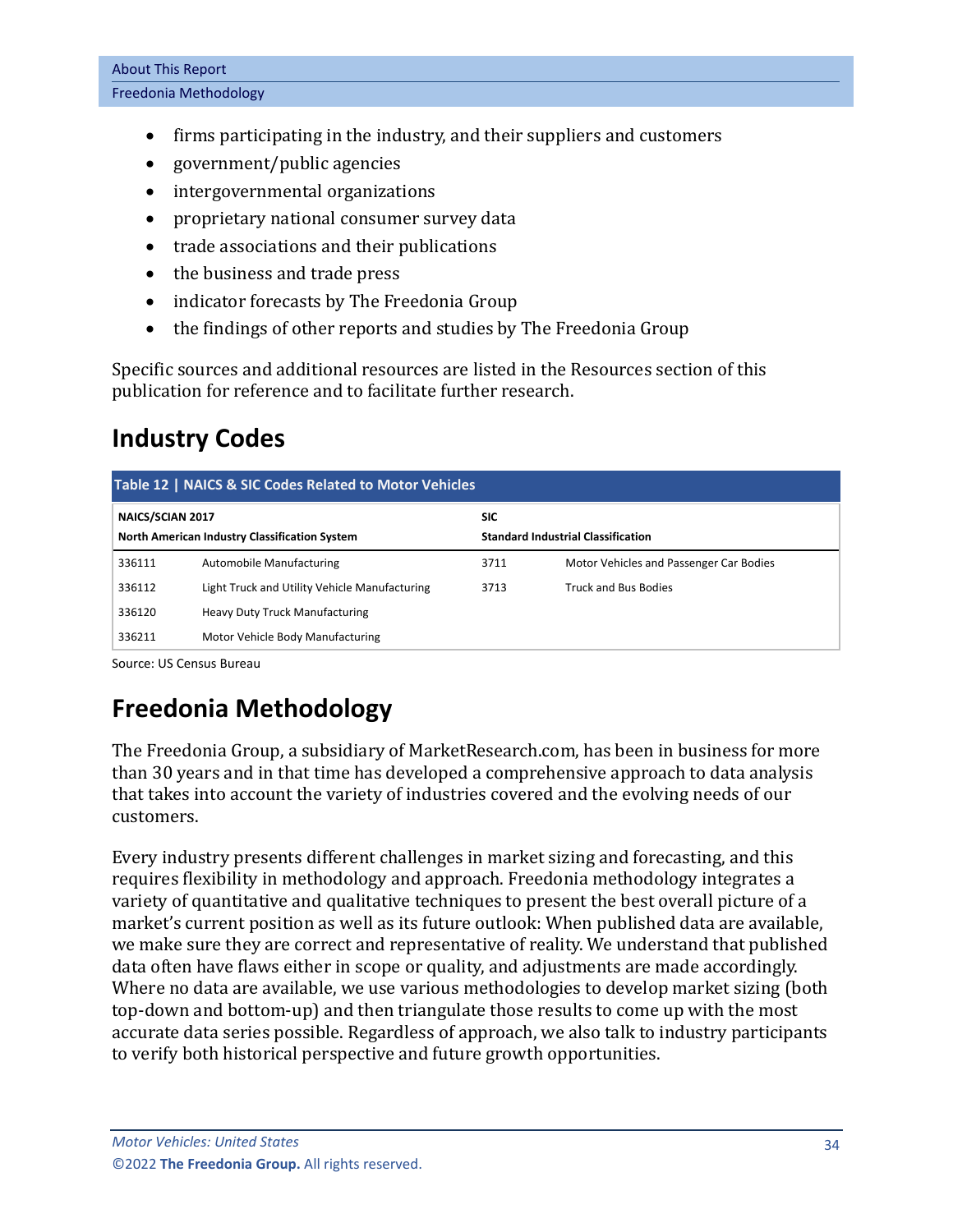- firms participating in the industry, and their suppliers and customers
- government/public agencies
- intergovernmental organizations
- proprietary national consumer survey data
- trade associations and their publications
- the business and trade press
- indicator forecasts by The Freedonia Group
- the findings of other reports and studies by The Freedonia Group

Specific sources and additional resources are listed in the Resources section of this publication for reference and to facilitate further research.

## Industry Codes

**Table 12 | NAICS & SIC Codes Related to Motor Vehicles**

| NAICS/SCIAN 2017 North American Industry Classification System | | SIC Standard Industrial Classification | |
|---|---|---|---|
| 336111 | Automobile Manufacturing | 3711 | Motor Vehicles and Passenger Car Bodies |
| 336112 | Light Truck and Utility Vehicle Manufacturing | 3713 | Truck and Bus Bodies |
| 336120 | Heavy Duty Truck Manufacturing | | |
| 336211 | Motor Vehicle Body Manufacturing | | |

Source: US Census Bureau

## Freedonia Methodology

The Freedonia Group, a subsidiary of MarketResearch.com, has been in business for more than 30 years and in that time has developed a comprehensive approach to data analysis that takes into account the variety of industries covered and the evolving needs of our customers.

Every industry presents different challenges in market sizing and forecasting, and this requires flexibility in methodology and approach. Freedonia methodology integrates a variety of quantitative and qualitative techniques to present the best overall picture of a market's current position as well as its future outlook: When published data are available, we make sure they are correct and representative of reality. We understand that published data often have flaws either in scope or quality, and adjustments are made accordingly. Where no data are available, we use various methodologies to develop market sizing (both top-down and bottom-up) and then triangulate those results to come up with the most accurate data series possible. Regardless of approach, we also talk to industry participants to verify both historical perspective and future growth opportunities.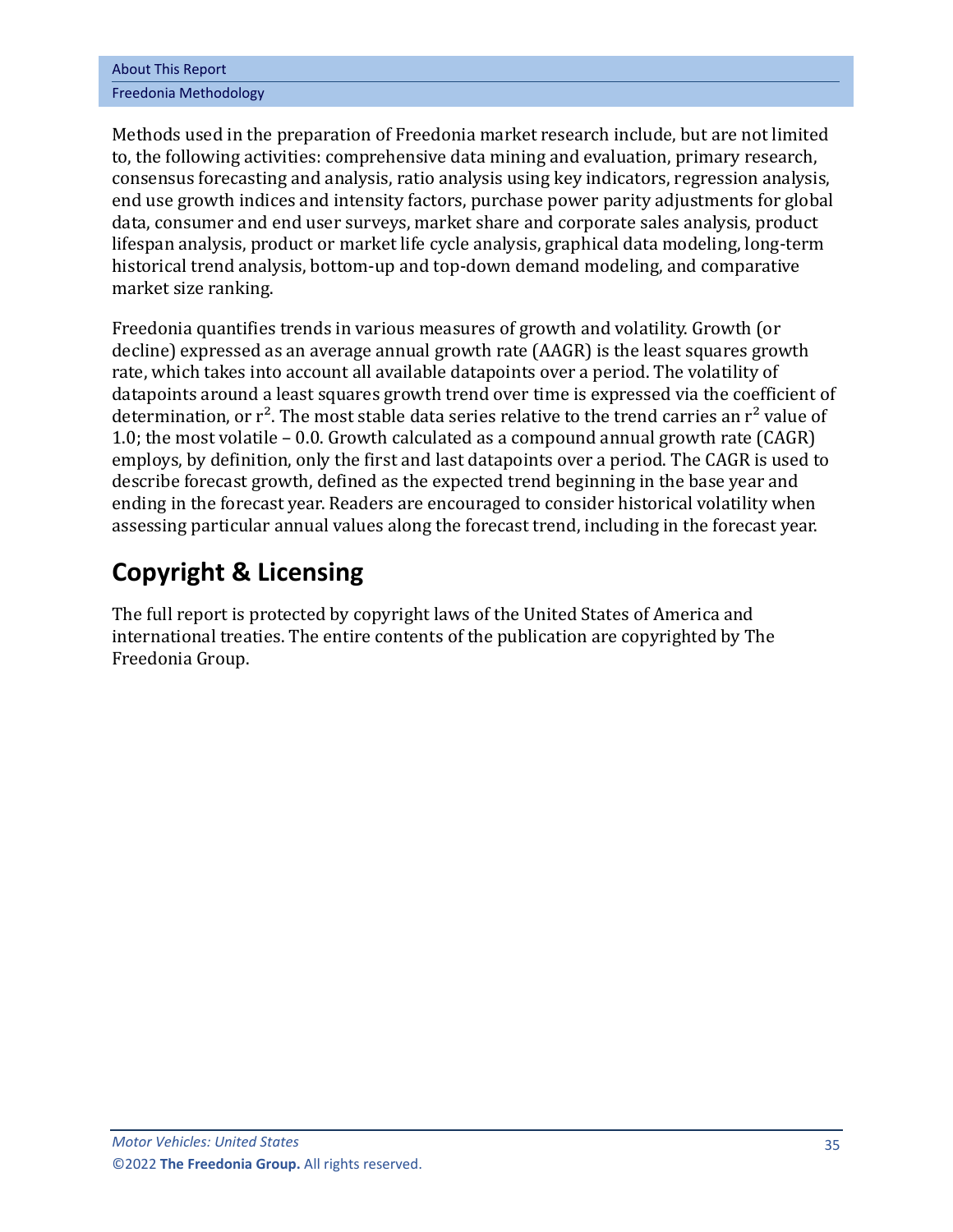Methods used in the preparation of Freedonia market research include, but are not limited to, the following activities: comprehensive data mining and evaluation, primary research, consensus forecasting and analysis, ratio analysis using key indicators, regression analysis, end use growth indices and intensity factors, purchase power parity adjustments for global data, consumer and end user surveys, market share and corporate sales analysis, product lifespan analysis, product or market life cycle analysis, graphical data modeling, long-term historical trend analysis, bottom-up and top-down demand modeling, and comparative market size ranking.

Freedonia quantifies trends in various measures of growth and volatility. Growth (or decline) expressed as an average annual growth rate (AAGR) is the least squares growth rate, which takes into account all available datapoints over a period. The volatility of datapoints around a least squares growth trend over time is expressed via the coefficient of determination, or $r^2$. The most stable data series relative to the trend carries an $r^2$ value of 1.0; the most volatile – 0.0. Growth calculated as a compound annual growth rate (CAGR) employs, by definition, only the first and last datapoints over a period. The CAGR is used to describe forecast growth, defined as the expected trend beginning in the base year and ending in the forecast year. Readers are encouraged to consider historical volatility when assessing particular annual values along the forecast trend, including in the forecast year.

## Copyright & Licensing

The full report is protected by copyright laws of the United States of America and international treaties. The entire contents of the publication are copyrighted by The Freedonia Group.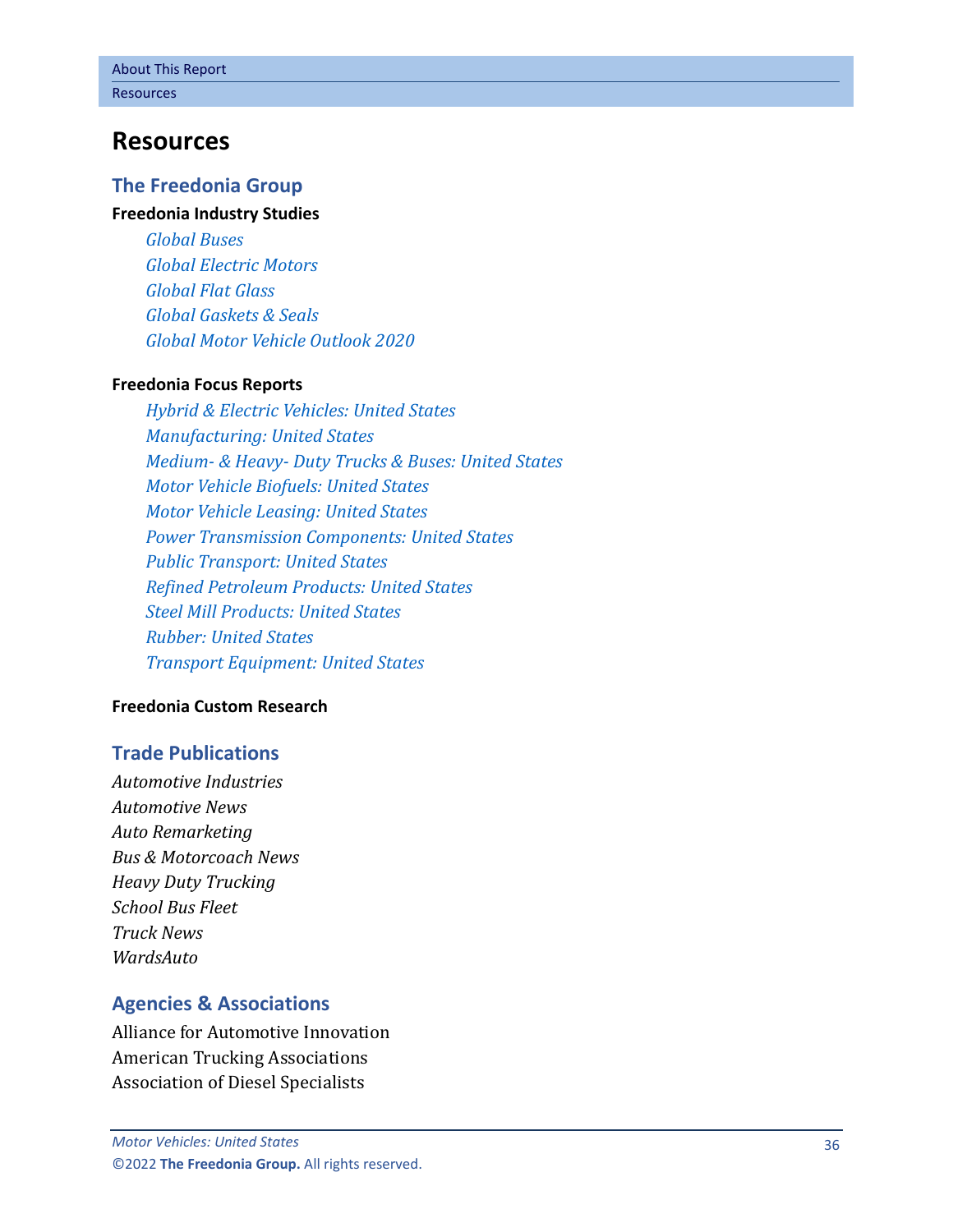# Resources

## The Freedonia Group

### Freedonia Industry Studies

*Global Buses*
*Global Electric Motors*
*Global Flat Glass*
*Global Gaskets & Seals*
*Global Motor Vehicle Outlook 2020*

### Freedonia Focus Reports

*Hybrid & Electric Vehicles: United States*
*Manufacturing: United States*
*Medium- & Heavy- Duty Trucks & Buses: United States*
*Motor Vehicle Biofuels: United States*
*Motor Vehicle Leasing: United States*
*Power Transmission Components: United States*
*Public Transport: United States*
*Refined Petroleum Products: United States*
*Steel Mill Products: United States*
*Rubber: United States*
*Transport Equipment: United States*

### Freedonia Custom Research

## Trade Publications

*Automotive Industries*
*Automotive News*
*Auto Remarketing*
*Bus & Motorcoach News*
*Heavy Duty Trucking*
*School Bus Fleet*
*Truck News*
*WardsAuto*

## Agencies & Associations

Alliance for Automotive Innovation
American Trucking Associations
Association of Diesel Specialists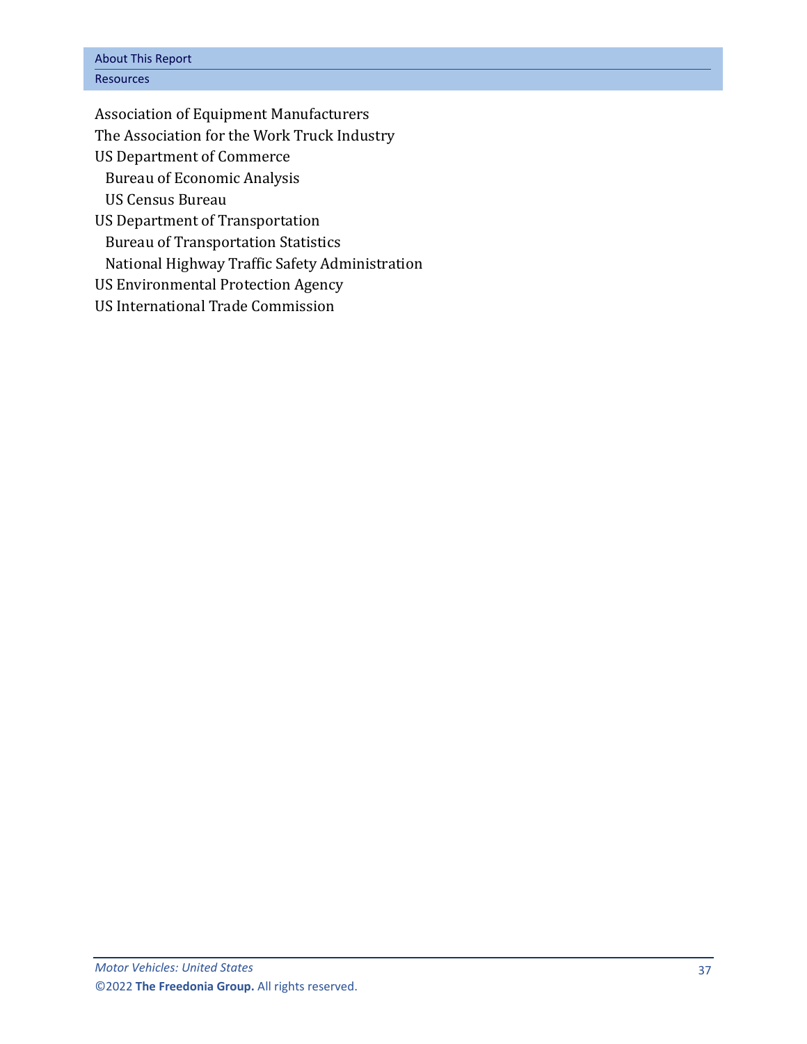Association of Equipment Manufacturers
The Association for the Work Truck Industry
US Department of Commerce
- Bureau of Economic Analysis
- US Census Bureau

US Department of Transportation
- Bureau of Transportation Statistics
- National Highway Traffic Safety Administration

US Environmental Protection Agency
US International Trade Commission